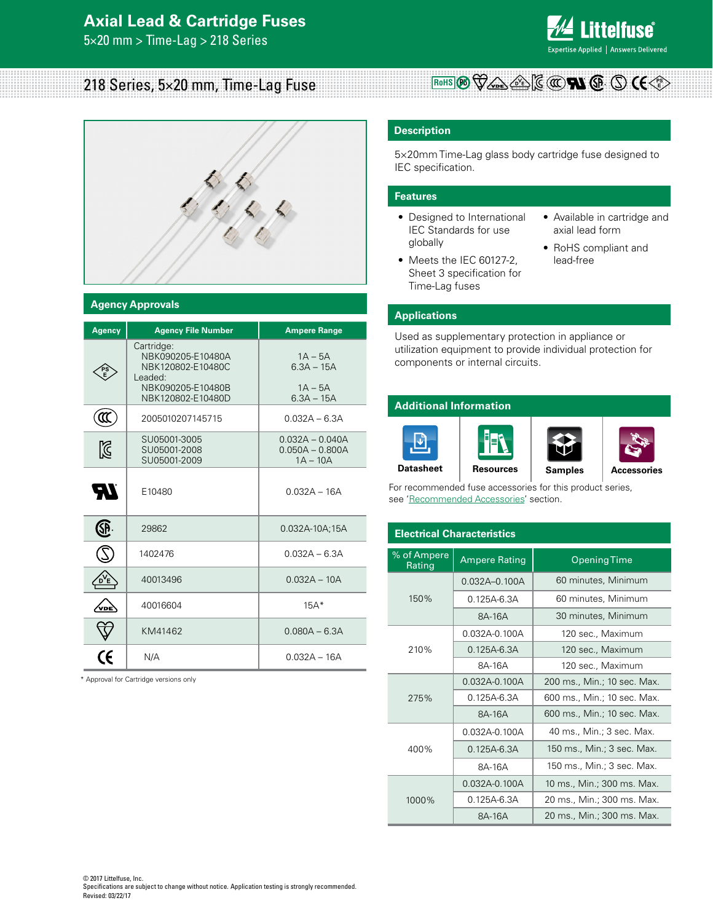# Axial Lead & Cartridge Fuses

5×20 mm > Time-Lag > 218 Series

## 218 Series, 5×20 mm, Time-Lag Fuse

## Description

5×20mm Time-Lag glass body cartridge fuse designed to IEC specification.

## Features

- Designed to International IEC Standards for use globally
- Meets the IEC 60127-2, Sheet 3 specification for Time-Lag fuses
- Available in cartridge and axial lead form
- RoHS compliant and lead-free

## Applications

Used as supplementary protection in appliance or utilization equipment to provide individual protection for components or internal circuits.

## Agency Approvals

| Agency | Agency File Number | Ampere Range |
|---|---|---|
| PSE | Cartridge:<br>NBK090205-E10480A<br>NBK120802-E10480C<br>Leaded:<br>NBK090205-E10480B<br>NBK120802-E10480D | <br>1A – 5A<br>6.3A – 15A<br><br>1A – 5A<br>6.3A – 15A |
| CCC | 2005010207145715 | 0.032A – 6.3A |
| KC | SU05001-3005<br>SU05001-2008<br>SU05001-2009 | 0.032A – 0.040A<br>0.050A – 0.800A<br>1A – 10A |
| UR | E10480 | 0.032A – 16A |
| CSA | 29862 | 0.032A-10A;15A |
| S | 1402476 | 0.032A – 6.3A |
| VDE | 40013496 | 0.032A – 10A |
| VDE | 40016604 | 15A* |
| BSI | KM41462 | 0.080A – 6.3A |
| CE | N/A | 0.032A – 16A |

\* Approval for Cartridge versions only

## Additional Information

Datasheet | Resources | Samples | Accessories

For recommended fuse accessories for this product series, see 'Recommended Accessories' section.

## Electrical Characteristics

| % of Ampere Rating | Ampere Rating | Opening Time |
|---|---|---|
| 150% | 0.032A–0.100A | 60 minutes, Minimum |
| | 0.125A-6.3A | 60 minutes, Minimum |
| | 8A-16A | 30 minutes, Minimum |
| 210% | 0.032A-0.100A | 120 sec., Maximum |
| | 0.125A-6.3A | 120 sec., Maximum |
| | 8A-16A | 120 sec., Maximum |
| 275% | 0.032A-0.100A | 200 ms., Min.; 10 sec. Max. |
| | 0.125A-6.3A | 600 ms., Min.; 10 sec. Max. |
| | 8A-16A | 600 ms., Min.; 10 sec. Max. |
| 400% | 0.032A-0.100A | 40 ms., Min.; 3 sec. Max. |
| | 0.125A-6.3A | 150 ms., Min.; 3 sec. Max. |
| | 8A-16A | 150 ms., Min.; 3 sec. Max. |
| 1000% | 0.032A-0.100A | 10 ms., Min.; 300 ms. Max. |
| | 0.125A-6.3A | 20 ms., Min.; 300 ms. Max. |
| | 8A-16A | 20 ms., Min.; 300 ms. Max. |

© 2017 Littelfuse, Inc.
Specifications are subject to change without notice. Application testing is strongly recommended.
Revised: 03/22/17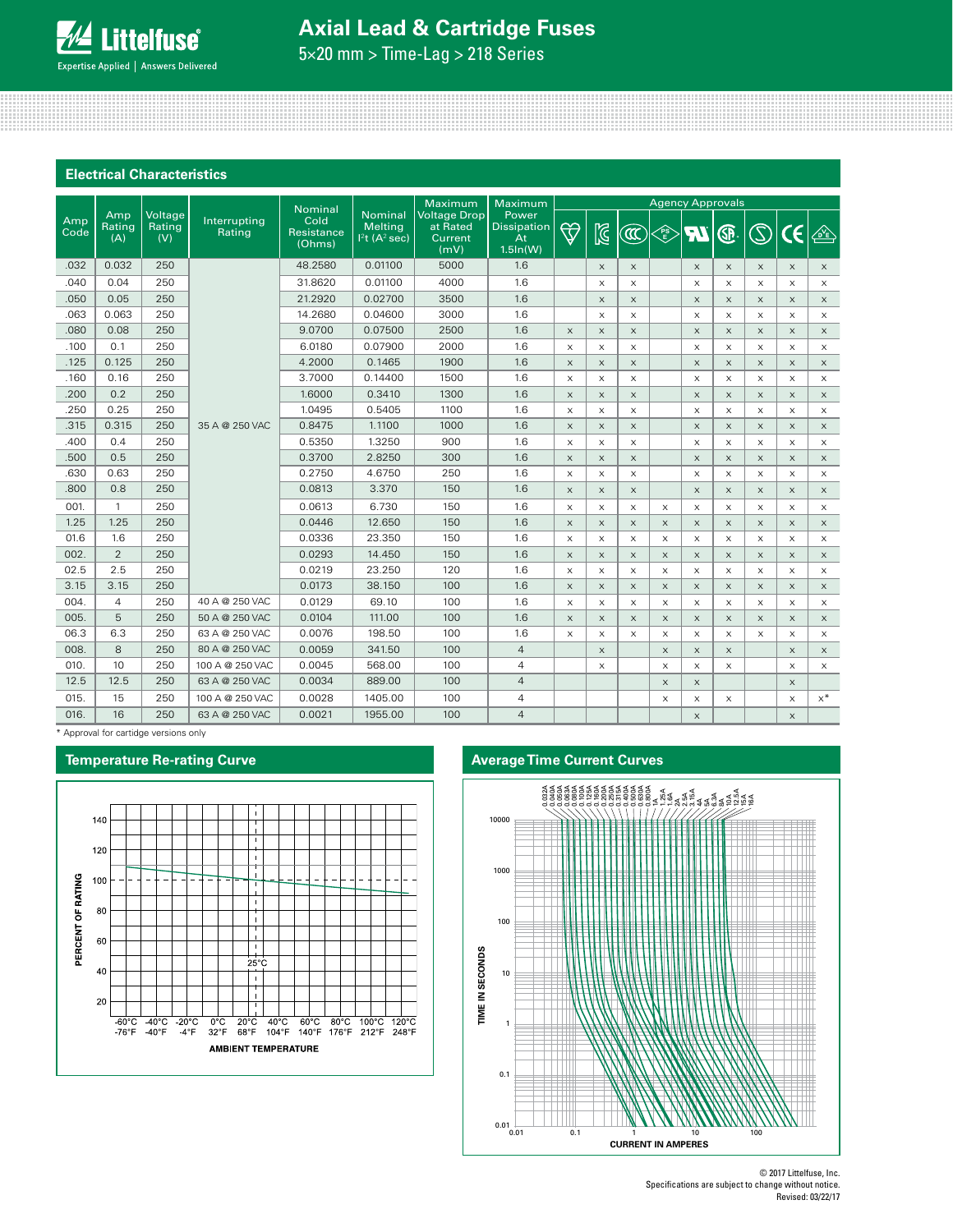# Axial Lead & Cartridge Fuses

5×20 mm > Time-Lag > 218 Series

## Electrical Characteristics

| Amp Code | Amp Rating (A) | Voltage Rating (V) | Interrupting Rating | Nominal Cold Resistance (Ohms) | Nominal Melting I²t (A² sec) | Maximum Voltage Drop at Rated Current (mV) | Maximum Power Dissipation At 1.5In(W) | Agency Approvals | | | | | | | | |
|---|---|---|---|---|---|---|---|---|---|---|---|---|---|---|---|---|
| | | | | | | | | Kitemark | KC | CCC | PSE | UR | CSA | S | CE | VDE |
| .032 | 0.032 | 250 | 35 A @ 250 VAC | 48.2580 | 0.01100 | 5000 | 1.6 | | x | x | | x | x | x | x | x |
| .040 | 0.04 | 250 | 35 A @ 250 VAC | 31.8620 | 0.01100 | 4000 | 1.6 | | x | x | | x | x | x | x | x |
| .050 | 0.05 | 250 | 35 A @ 250 VAC | 21.2920 | 0.02700 | 3500 | 1.6 | | x | x | | x | x | x | x | x |
| .063 | 0.063 | 250 | 35 A @ 250 VAC | 14.2680 | 0.04600 | 3000 | 1.6 | | x | x | | x | x | x | x | x |
| .080 | 0.08 | 250 | 35 A @ 250 VAC | 9.0700 | 0.07500 | 2500 | 1.6 | x | x | x | | x | x | x | x | x |
| .100 | 0.1 | 250 | 35 A @ 250 VAC | 6.0180 | 0.07900 | 2000 | 1.6 | x | x | x | | x | x | x | x | x |
| .125 | 0.125 | 250 | 35 A @ 250 VAC | 4.2000 | 0.1465 | 1900 | 1.6 | x | x | x | | x | x | x | x | x |
| .160 | 0.16 | 250 | 35 A @ 250 VAC | 3.7000 | 0.14400 | 1500 | 1.6 | x | x | x | | x | x | x | x | x |
| .200 | 0.2 | 250 | 35 A @ 250 VAC | 1.6000 | 0.3410 | 1300 | 1.6 | x | x | x | | x | x | x | x | x |
| .250 | 0.25 | 250 | 35 A @ 250 VAC | 1.0495 | 0.5405 | 1100 | 1.6 | x | x | x | | x | x | x | x | x |
| .315 | 0.315 | 250 | 35 A @ 250 VAC | 0.8475 | 1.1100 | 1000 | 1.6 | x | x | x | | x | x | x | x | x |
| .400 | 0.4 | 250 | 35 A @ 250 VAC | 0.5350 | 1.3250 | 900 | 1.6 | x | x | x | | x | x | x | x | x |
| .500 | 0.5 | 250 | 35 A @ 250 VAC | 0.3700 | 2.8250 | 300 | 1.6 | x | x | x | | x | x | x | x | x |
| .630 | 0.63 | 250 | 35 A @ 250 VAC | 0.2750 | 4.6750 | 250 | 1.6 | x | x | x | | x | x | x | x | x |
| .800 | 0.8 | 250 | 35 A @ 250 VAC | 0.0813 | 3.370 | 150 | 1.6 | x | x | x | | x | x | x | x | x |
| 001. | 1 | 250 | 35 A @ 250 VAC | 0.0613 | 6.730 | 150 | 1.6 | x | x | x | x | x | x | x | x | x |
| 1.25 | 1.25 | 250 | 35 A @ 250 VAC | 0.0446 | 12.650 | 150 | 1.6 | x | x | x | x | x | x | x | x | x |
| 01.6 | 1.6 | 250 | 35 A @ 250 VAC | 0.0336 | 23.350 | 150 | 1.6 | x | x | x | x | x | x | x | x | x |
| 002. | 2 | 250 | 35 A @ 250 VAC | 0.0293 | 14.450 | 150 | 1.6 | x | x | x | x | x | x | x | x | x |
| 02.5 | 2.5 | 250 | 35 A @ 250 VAC | 0.0219 | 23.250 | 120 | 1.6 | x | x | x | x | x | x | x | x | x |
| 3.15 | 3.15 | 250 | 35 A @ 250 VAC | 0.0173 | 38.150 | 100 | 1.6 | x | x | x | x | x | x | x | x | x |
| 004. | 4 | 250 | 40 A @ 250 VAC | 0.0129 | 69.10 | 100 | 1.6 | x | x | x | x | x | x | x | x | x |
| 005. | 5 | 250 | 50 A @ 250 VAC | 0.0104 | 111.00 | 100 | 1.6 | x | x | x | x | x | x | x | x | x |
| 06.3 | 6.3 | 250 | 63 A @ 250 VAC | 0.0076 | 198.50 | 100 | 1.6 | x | x | x | x | x | x | x | x | x |
| 008. | 8 | 250 | 80 A @ 250 VAC | 0.0059 | 341.50 | 100 | 4 | | x | | x | x | x | | x | x |
| 010. | 10 | 250 | 100 A @ 250 VAC | 0.0045 | 568.00 | 100 | 4 | | x | | x | x | x | | x | x |
| 12.5 | 12.5 | 250 | 63 A @ 250 VAC | 0.0034 | 889.00 | 100 | 4 | | | | x | x | | | x | |
| 015. | 15 | 250 | 100 A @ 250 VAC | 0.0028 | 1405.00 | 100 | 4 | | | | x | x | x | | x | x* |
| 016. | 16 | 250 | 63 A @ 250 VAC | 0.0021 | 1955.00 | 100 | 4 | | | | | x | | | x | |

* Approval for cartidge versions only

## Temperature Re-rating Curve

## Average Time Current Curves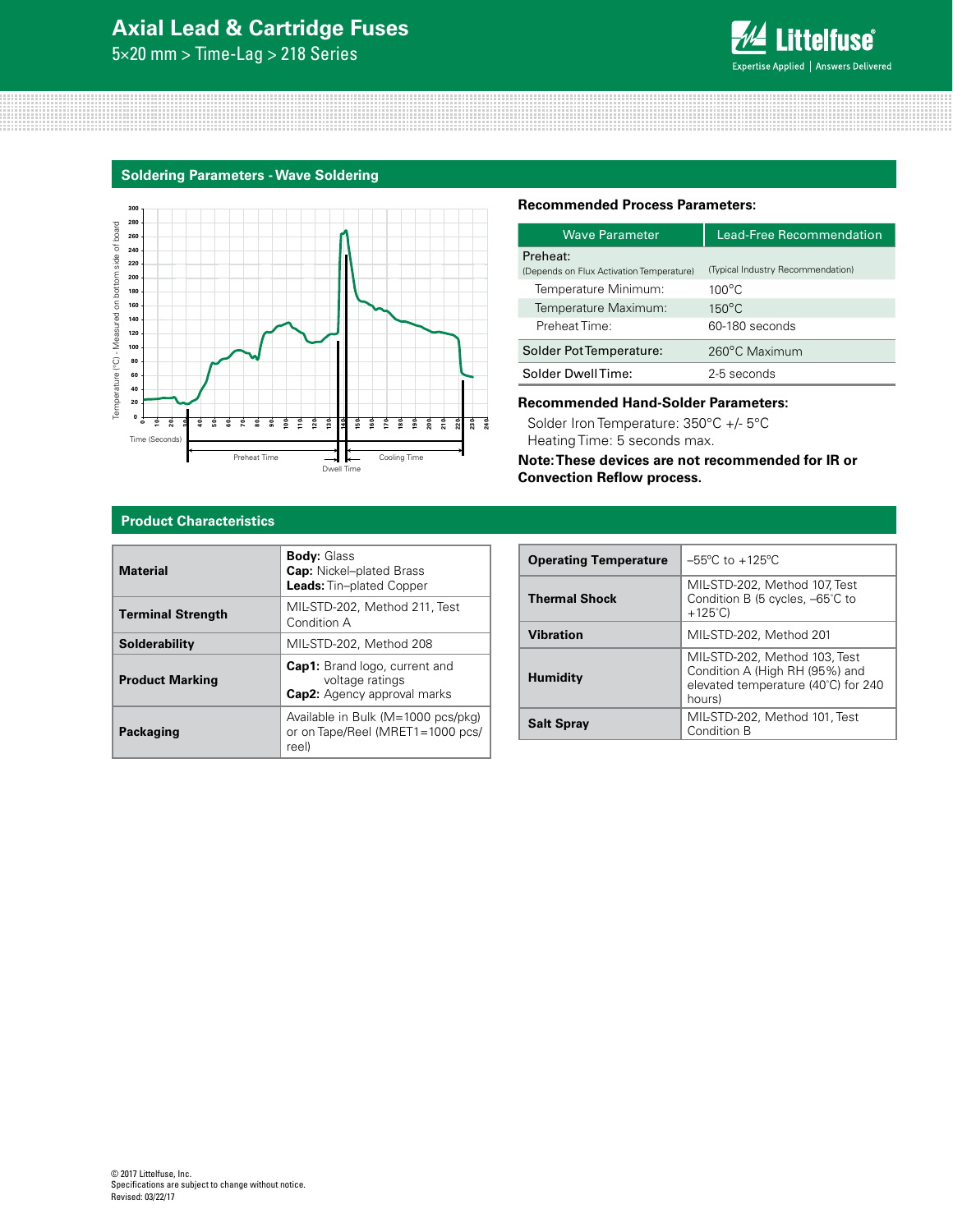## Soldering Parameters - Wave Soldering

Temperature (°C) - Measured on bottom side of board

Time (Seconds)

Preheat Time | Dwell Time | Cooling Time

**Recommended Process Parameters:**

| Wave Parameter | Lead-Free Recommendation |
|---|---|
| Preheat: (Depends on Flux Activation Temperature) | (Typical Industry Recommendation) |
| Temperature Minimum: | 100°C |
| Temperature Maximum: | 150°C |
| Preheat Time: | 60-180 seconds |
| Solder Pot Temperature: | 260°C Maximum |
| Solder Dwell Time: | 2-5 seconds |

**Recommended Hand-Solder Parameters:**

Solder Iron Temperature: 350°C +/- 5°C
Heating Time: 5 seconds max.

**Note: These devices are not recommended for IR or Convection Reflow process.**

## Product Characteristics

| | |
|---|---|
| **Material** | **Body:** Glass<br>**Cap:** Nickel–plated Brass<br>**Leads:** Tin–plated Copper |
| **Terminal Strength** | MIL-STD-202, Method 211, Test Condition A |
| **Solderability** | MIL-STD-202, Method 208 |
| **Product Marking** | **Cap1:** Brand logo, current and voltage ratings<br>**Cap2:** Agency approval marks |
| **Packaging** | Available in Bulk (M=1000 pcs/pkg) or on Tape/Reel (MRET1=1000 pcs/reel) |

| | |
|---|---|
| **Operating Temperature** | –55ºC to +125ºC |
| **Thermal Shock** | MIL-STD-202, Method 107, Test Condition B (5 cycles, –65˚C to +125˚C) |
| **Vibration** | MIL-STD-202, Method 201 |
| **Humidity** | MIL-STD-202, Method 103, Test Condition A (High RH (95%) and elevated temperature (40˚C) for 240 hours) |
| **Salt Spray** | MIL-STD-202, Method 101, Test Condition B |

© 2017 Littelfuse, Inc.
Specifications are subject to change without notice.
Revised: 03/22/17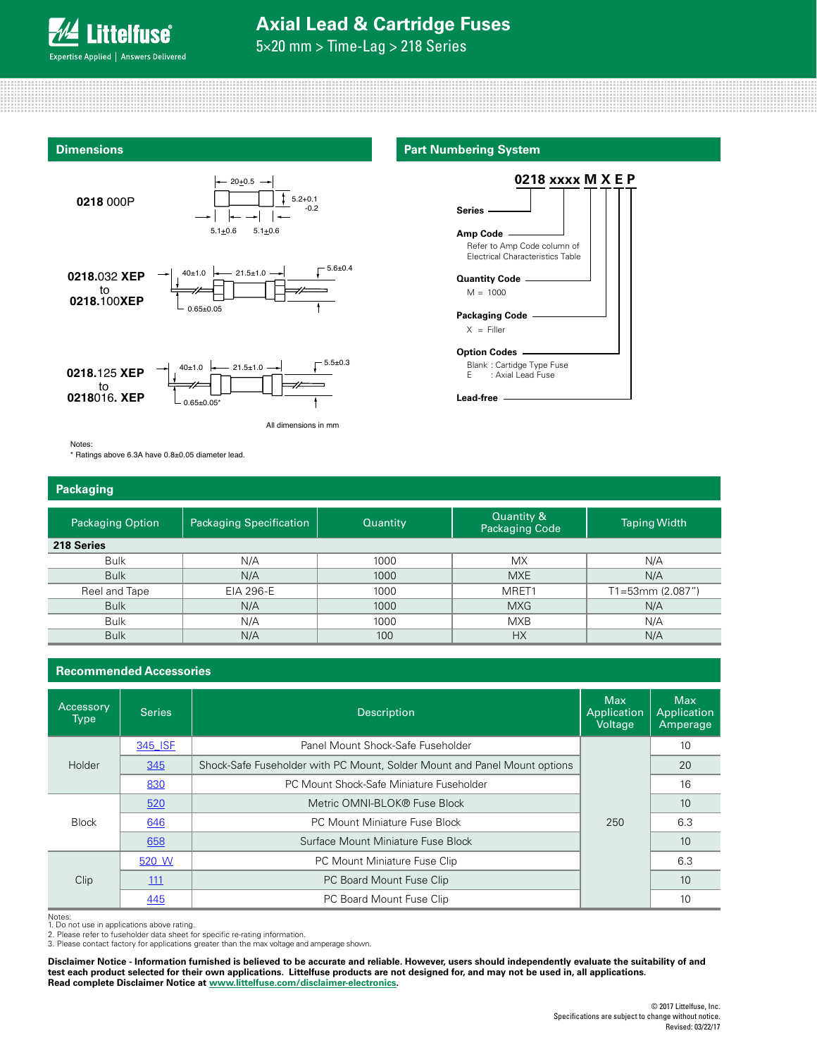# Axial Lead & Cartridge Fuses

5×20 mm > Time-Lag > 218 Series

## Dimensions

**0218** 000P

20±0.5

5.2+0.1 -0.2

5.1±0.6 5.1±0.6

**0218**.032 **XEP** to **0218**.100**XEP**

40±1.0 21.5±1.0 5.6±0.4

0.65±0.05

**0218**.125 **XEP** to **0218**016. **XEP**

40±1.0 21.5±1.0 5.5±0.3

0.65±0.05*

All dimensions in mm

Notes:
* Ratings above 6.3A have 0.8±0.05 diameter lead.

## Part Numbering System

**0218 xxxx M X E P**

**Series**

**Amp Code**
Refer to Amp Code column of Electrical Characteristics Table

**Quantity Code**
M = 1000

**Packaging Code**
X = Filler

**Option Codes**
Blank : Cartridge Type Fuse
E : Axial Lead Fuse

**Lead-free**

## Packaging

| Packaging Option | Packaging Specification | Quantity | Quantity & Packaging Code | Taping Width |
|---|---|---|---|---|
| **218 Series** | | | | |
| Bulk | N/A | 1000 | MX | N/A |
| Bulk | N/A | 1000 | MXE | N/A |
| Reel and Tape | EIA 296-E | 1000 | MRET1 | T1=53mm (2.087") |
| Bulk | N/A | 1000 | MXG | N/A |
| Bulk | N/A | 1000 | MXB | N/A |
| Bulk | N/A | 100 | HX | N/A |

## Recommended Accessories

| Accessory Type | Series | Description | Max Application Voltage | Max Application Amperage |
|---|---|---|---|---|
| Holder | 345_ISF | Panel Mount Shock-Safe Fuseholder | 250 | 10 |
| | 345 | Shock-Safe Fuseholder with PC Mount, Solder Mount and Panel Mount options | | 20 |
| | 830 | PC Mount Shock-Safe Miniature Fuseholder | | 16 |
| Block | 520 | Metric OMNI-BLOK® Fuse Block | | 10 |
| | 646 | PC Mount Miniature Fuse Block | | 6.3 |
| | 658 | Surface Mount Miniature Fuse Block | | 10 |
| Clip | 520_W | PC Mount Miniature Fuse Clip | | 6.3 |
| | 111 | PC Board Mount Fuse Clip | | 10 |
| | 445 | PC Board Mount Fuse Clip | | 10 |

Notes:
1. Do not use in applications above rating.
2. Please refer to fuseholder data sheet for specific re-rating information.
3. Please contact factory for applications greater than the max voltage and amperage shown.

**Disclaimer Notice - Information furnished is believed to be accurate and reliable. However, users should independently evaluate the suitability of and test each product selected for their own applications. Littelfuse products are not designed for, and may not be used in, all applications. Read complete Disclaimer Notice at www.littelfuse.com/disclaimer-electronics.**

© 2017 Littelfuse, Inc.
Specifications are subject to change without notice.
Revised: 03/22/17